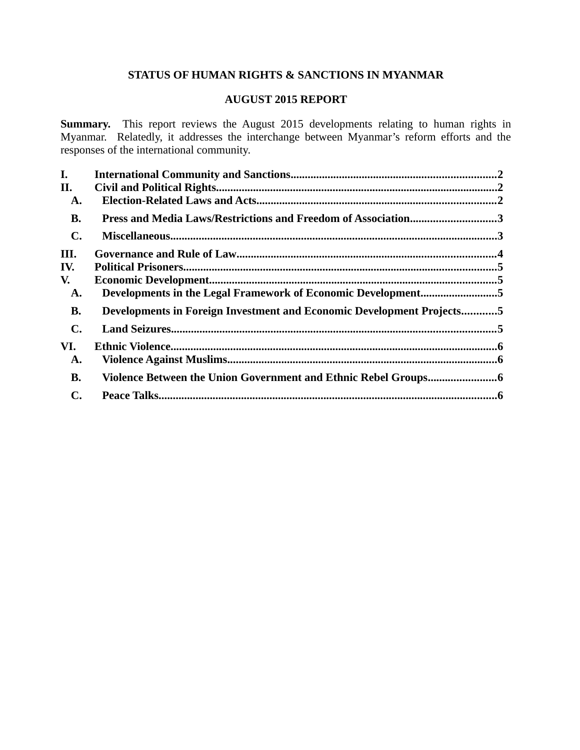**STATUS OF HUMAN RIGHTS & SANCTIONS IN MYANMAR**

**AUGUST 2015 REPORT**

**Summary.** This report reviews the August 2015 developments relating to human rights in Myanmar. Relatedly, it addresses the interchange between Myanmar's reform efforts and the responses of the international community.

**I. International Community and Sanctions....................2**
**II. Civil and Political Rights....................2**
- **A. Election-Related Laws and Acts....................2**
- **B. Press and Media Laws/Restrictions and Freedom of Association....................3**
- **C. Miscellaneous....................3**

**III. Governance and Rule of Law....................4**
**IV. Political Prisoners....................5**
**V. Economic Development....................5**
- **A. Developments in the Legal Framework of Economic Development....................5**
- **B. Developments in Foreign Investment and Economic Development Projects....................5**
- **C. Land Seizures....................5**

**VI. Ethnic Violence....................6**
- **A. Violence Against Muslims....................6**
- **B. Violence Between the Union Government and Ethnic Rebel Groups....................6**
- **C. Peace Talks....................6**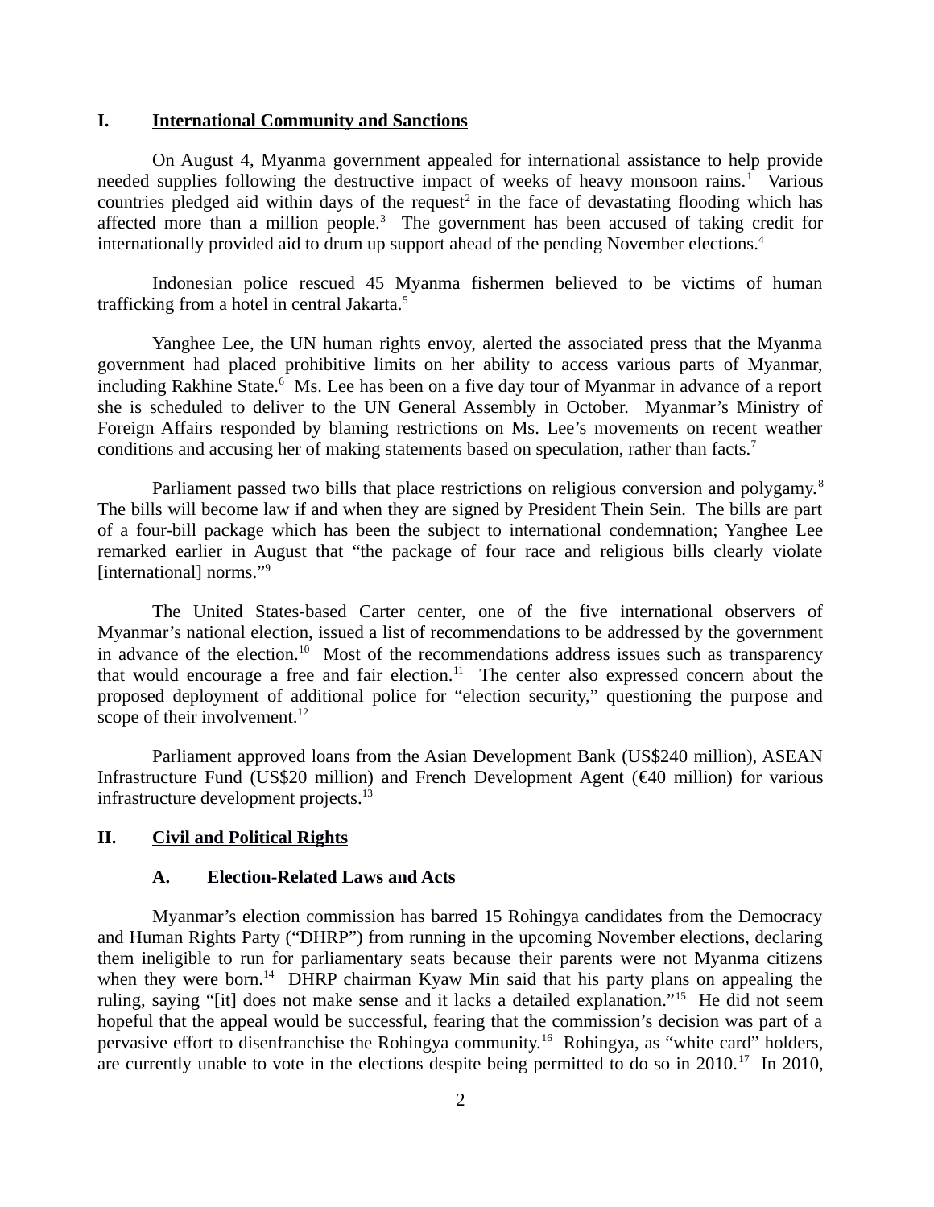## I. International Community and Sanctions

On August 4, Myanma government appealed for international assistance to help provide needed supplies following the destructive impact of weeks of heavy monsoon rains.[1] Various countries pledged aid within days of the request[2] in the face of devastating flooding which has affected more than a million people.[3] The government has been accused of taking credit for internationally provided aid to drum up support ahead of the pending November elections.[4]

Indonesian police rescued 45 Myanma fishermen believed to be victims of human trafficking from a hotel in central Jakarta.[5]

Yanghee Lee, the UN human rights envoy, alerted the associated press that the Myanma government had placed prohibitive limits on her ability to access various parts of Myanmar, including Rakhine State.[6] Ms. Lee has been on a five day tour of Myanmar in advance of a report she is scheduled to deliver to the UN General Assembly in October. Myanmar's Ministry of Foreign Affairs responded by blaming restrictions on Ms. Lee's movements on recent weather conditions and accusing her of making statements based on speculation, rather than facts.[7]

Parliament passed two bills that place restrictions on religious conversion and polygamy.[8] The bills will become law if and when they are signed by President Thein Sein. The bills are part of a four-bill package which has been the subject to international condemnation; Yanghee Lee remarked earlier in August that "the package of four race and religious bills clearly violate [international] norms."[9]

The United States-based Carter center, one of the five international observers of Myanmar's national election, issued a list of recommendations to be addressed by the government in advance of the election.[10] Most of the recommendations address issues such as transparency that would encourage a free and fair election.[11] The center also expressed concern about the proposed deployment of additional police for "election security," questioning the purpose and scope of their involvement.[12]

Parliament approved loans from the Asian Development Bank (US$240 million), ASEAN Infrastructure Fund (US$20 million) and French Development Agent (€40 million) for various infrastructure development projects.[13]

## II. Civil and Political Rights

### A. Election-Related Laws and Acts

Myanmar's election commission has barred 15 Rohingya candidates from the Democracy and Human Rights Party ("DHRP") from running in the upcoming November elections, declaring them ineligible to run for parliamentary seats because their parents were not Myanma citizens when they were born.[14] DHRP chairman Kyaw Min said that his party plans on appealing the ruling, saying "[it] does not make sense and it lacks a detailed explanation."[15] He did not seem hopeful that the appeal would be successful, fearing that the commission's decision was part of a pervasive effort to disenfranchise the Rohingya community.[16] Rohingya, as "white card" holders, are currently unable to vote in the elections despite being permitted to do so in 2010.[17] In 2010,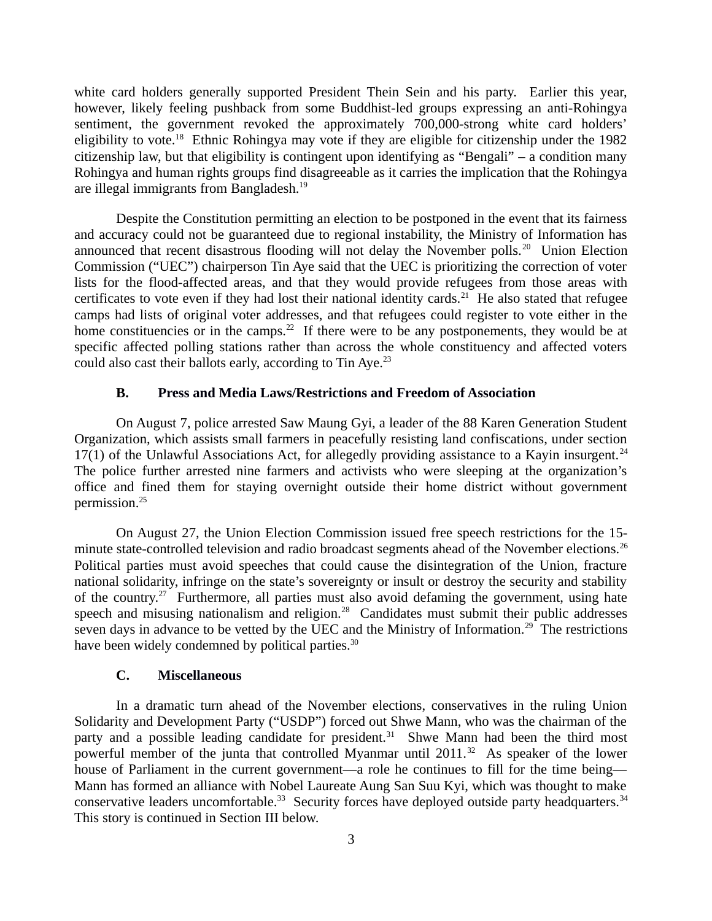white card holders generally supported President Thein Sein and his party. Earlier this year, however, likely feeling pushback from some Buddhist-led groups expressing an anti-Rohingya sentiment, the government revoked the approximately 700,000-strong white card holders' eligibility to vote.[18] Ethnic Rohingya may vote if they are eligible for citizenship under the 1982 citizenship law, but that eligibility is contingent upon identifying as "Bengali" – a condition many Rohingya and human rights groups find disagreeable as it carries the implication that the Rohingya are illegal immigrants from Bangladesh.[19]

Despite the Constitution permitting an election to be postponed in the event that its fairness and accuracy could not be guaranteed due to regional instability, the Ministry of Information has announced that recent disastrous flooding will not delay the November polls.[20] Union Election Commission ("UEC") chairperson Tin Aye said that the UEC is prioritizing the correction of voter lists for the flood-affected areas, and that they would provide refugees from those areas with certificates to vote even if they had lost their national identity cards.[21] He also stated that refugee camps had lists of original voter addresses, and that refugees could register to vote either in the home constituencies or in the camps.[22] If there were to be any postponements, they would be at specific affected polling stations rather than across the whole constituency and affected voters could also cast their ballots early, according to Tin Aye.[23]

### B. Press and Media Laws/Restrictions and Freedom of Association

On August 7, police arrested Saw Maung Gyi, a leader of the 88 Karen Generation Student Organization, which assists small farmers in peacefully resisting land confiscations, under section 17(1) of the Unlawful Associations Act, for allegedly providing assistance to a Kayin insurgent.[24] The police further arrested nine farmers and activists who were sleeping at the organization's office and fined them for staying overnight outside their home district without government permission.[25]

On August 27, the Union Election Commission issued free speech restrictions for the 15-minute state-controlled television and radio broadcast segments ahead of the November elections.[26] Political parties must avoid speeches that could cause the disintegration of the Union, fracture national solidarity, infringe on the state's sovereignty or insult or destroy the security and stability of the country.[27] Furthermore, all parties must also avoid defaming the government, using hate speech and misusing nationalism and religion.[28] Candidates must submit their public addresses seven days in advance to be vetted by the UEC and the Ministry of Information.[29] The restrictions have been widely condemned by political parties.[30]

### C. Miscellaneous

In a dramatic turn ahead of the November elections, conservatives in the ruling Union Solidarity and Development Party ("USDP") forced out Shwe Mann, who was the chairman of the party and a possible leading candidate for president.[31] Shwe Mann had been the third most powerful member of the junta that controlled Myanmar until 2011.[32] As speaker of the lower house of Parliament in the current government—a role he continues to fill for the time being—Mann has formed an alliance with Nobel Laureate Aung San Suu Kyi, which was thought to make conservative leaders uncomfortable.[33] Security forces have deployed outside party headquarters.[34] This story is continued in Section III below.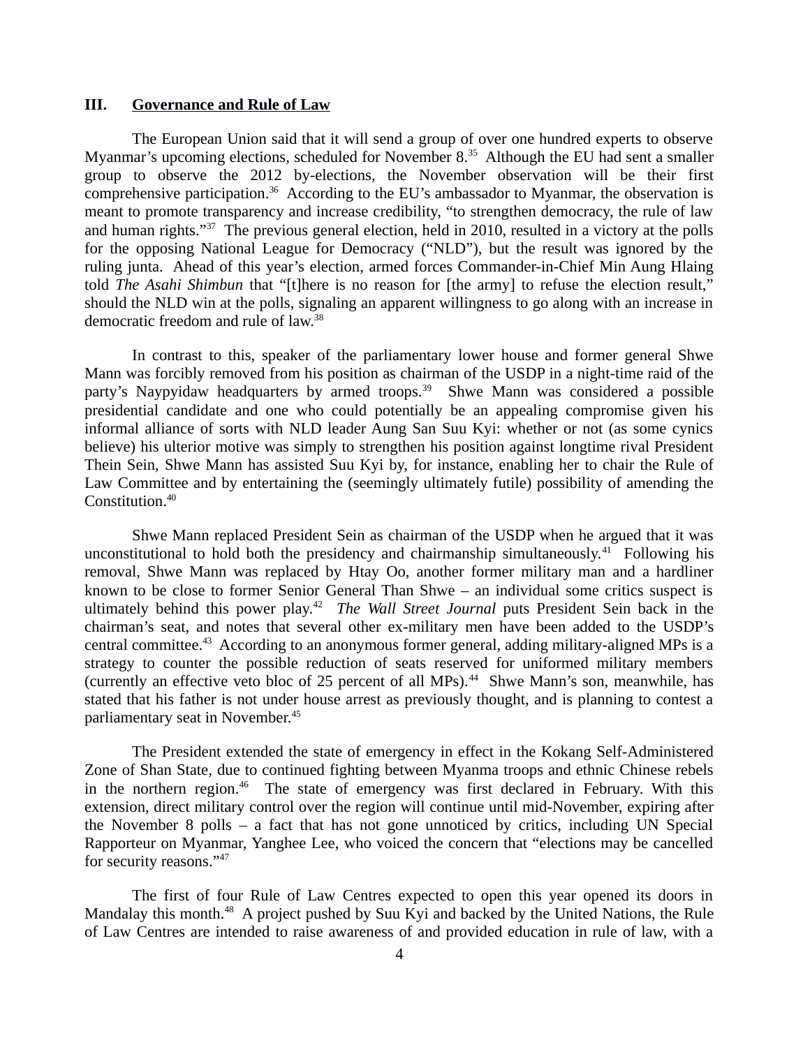## III. Governance and Rule of Law

The European Union said that it will send a group of over one hundred experts to observe Myanmar's upcoming elections, scheduled for November 8.[35] Although the EU had sent a smaller group to observe the 2012 by-elections, the November observation will be their first comprehensive participation.[36] According to the EU's ambassador to Myanmar, the observation is meant to promote transparency and increase credibility, "to strengthen democracy, the rule of law and human rights."[37] The previous general election, held in 2010, resulted in a victory at the polls for the opposing National League for Democracy ("NLD"), but the result was ignored by the ruling junta. Ahead of this year's election, armed forces Commander-in-Chief Min Aung Hlaing told *The Asahi Shimbun* that "[t]here is no reason for [the army] to refuse the election result," should the NLD win at the polls, signaling an apparent willingness to go along with an increase in democratic freedom and rule of law.[38]

In contrast to this, speaker of the parliamentary lower house and former general Shwe Mann was forcibly removed from his position as chairman of the USDP in a night-time raid of the party's Naypyidaw headquarters by armed troops.[39] Shwe Mann was considered a possible presidential candidate and one who could potentially be an appealing compromise given his informal alliance of sorts with NLD leader Aung San Suu Kyi: whether or not (as some cynics believe) his ulterior motive was simply to strengthen his position against longtime rival President Thein Sein, Shwe Mann has assisted Suu Kyi by, for instance, enabling her to chair the Rule of Law Committee and by entertaining the (seemingly ultimately futile) possibility of amending the Constitution.[40]

Shwe Mann replaced President Sein as chairman of the USDP when he argued that it was unconstitutional to hold both the presidency and chairmanship simultaneously.[41] Following his removal, Shwe Mann was replaced by Htay Oo, another former military man and a hardliner known to be close to former Senior General Than Shwe – an individual some critics suspect is ultimately behind this power play.[42] *The Wall Street Journal* puts President Sein back in the chairman's seat, and notes that several other ex-military men have been added to the USDP's central committee.[43] According to an anonymous former general, adding military-aligned MPs is a strategy to counter the possible reduction of seats reserved for uniformed military members (currently an effective veto bloc of 25 percent of all MPs).[44] Shwe Mann's son, meanwhile, has stated that his father is not under house arrest as previously thought, and is planning to contest a parliamentary seat in November.[45]

The President extended the state of emergency in effect in the Kokang Self-Administered Zone of Shan State, due to continued fighting between Myanma troops and ethnic Chinese rebels in the northern region.[46] The state of emergency was first declared in February. With this extension, direct military control over the region will continue until mid-November, expiring after the November 8 polls – a fact that has not gone unnoticed by critics, including UN Special Rapporteur on Myanmar, Yanghee Lee, who voiced the concern that "elections may be cancelled for security reasons."[47]

The first of four Rule of Law Centres expected to open this year opened its doors in Mandalay this month.[48] A project pushed by Suu Kyi and backed by the United Nations, the Rule of Law Centres are intended to raise awareness of and provided education in rule of law, with a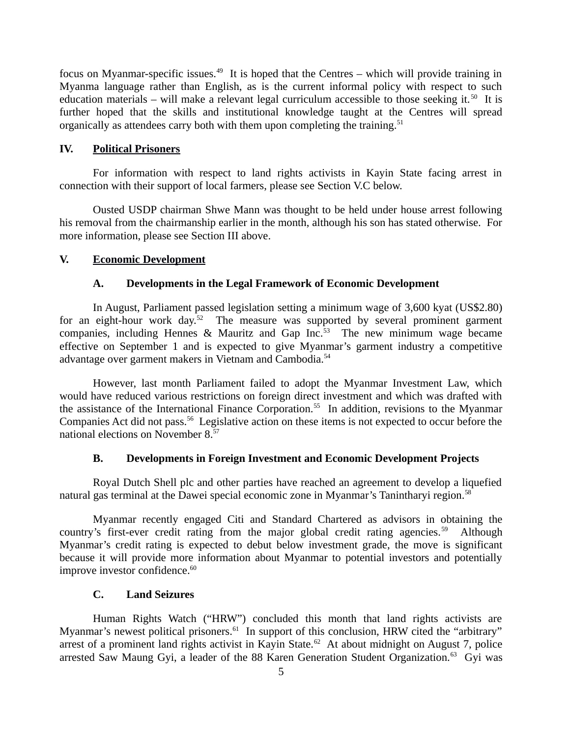focus on Myanmar-specific issues.[49] It is hoped that the Centres – which will provide training in Myanma language rather than English, as is the current informal policy with respect to such education materials – will make a relevant legal curriculum accessible to those seeking it.[50] It is further hoped that the skills and institutional knowledge taught at the Centres will spread organically as attendees carry both with them upon completing the training.[51]

## IV. Political Prisoners

For information with respect to land rights activists in Kayin State facing arrest in connection with their support of local farmers, please see Section V.C below.

Ousted USDP chairman Shwe Mann was thought to be held under house arrest following his removal from the chairmanship earlier in the month, although his son has stated otherwise. For more information, please see Section III above.

## V. Economic Development

### A. Developments in the Legal Framework of Economic Development

In August, Parliament passed legislation setting a minimum wage of 3,600 kyat (US$2.80) for an eight-hour work day.[52] The measure was supported by several prominent garment companies, including Hennes & Mauritz and Gap Inc.[53] The new minimum wage became effective on September 1 and is expected to give Myanmar's garment industry a competitive advantage over garment makers in Vietnam and Cambodia.[54]

However, last month Parliament failed to adopt the Myanmar Investment Law, which would have reduced various restrictions on foreign direct investment and which was drafted with the assistance of the International Finance Corporation.[55] In addition, revisions to the Myanmar Companies Act did not pass.[56] Legislative action on these items is not expected to occur before the national elections on November 8.[57]

### B. Developments in Foreign Investment and Economic Development Projects

Royal Dutch Shell plc and other parties have reached an agreement to develop a liquefied natural gas terminal at the Dawei special economic zone in Myanmar's Tanintharyi region.[58]

Myanmar recently engaged Citi and Standard Chartered as advisors in obtaining the country's first-ever credit rating from the major global credit rating agencies.[59] Although Myanmar's credit rating is expected to debut below investment grade, the move is significant because it will provide more information about Myanmar to potential investors and potentially improve investor confidence.[60]

### C. Land Seizures

Human Rights Watch ("HRW") concluded this month that land rights activists are Myanmar's newest political prisoners.[61] In support of this conclusion, HRW cited the "arbitrary" arrest of a prominent land rights activist in Kayin State.[62] At about midnight on August 7, police arrested Saw Maung Gyi, a leader of the 88 Karen Generation Student Organization.[63] Gyi was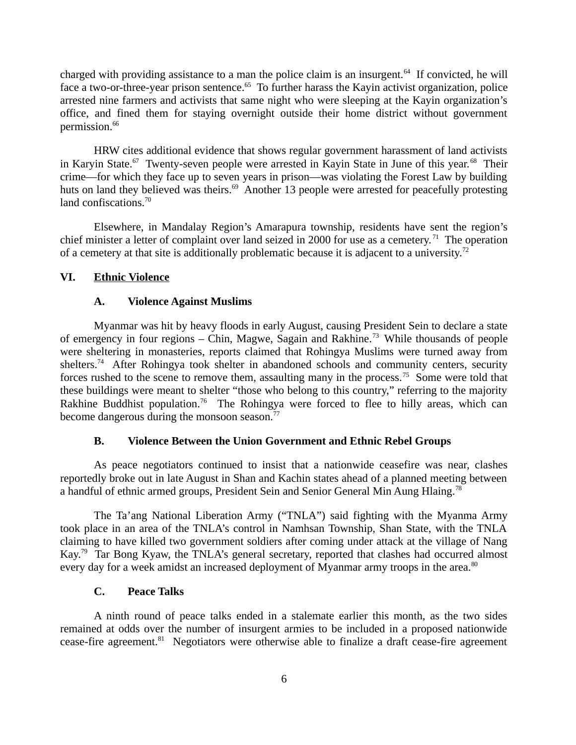charged with providing assistance to a man the police claim is an insurgent.[64] If convicted, he will face a two-or-three-year prison sentence.[65] To further harass the Kayin activist organization, police arrested nine farmers and activists that same night who were sleeping at the Kayin organization's office, and fined them for staying overnight outside their home district without government permission.[66]

HRW cites additional evidence that shows regular government harassment of land activists in Karyin State.[67] Twenty-seven people were arrested in Kayin State in June of this year.[68] Their crime—for which they face up to seven years in prison—was violating the Forest Law by building huts on land they believed was theirs.[69] Another 13 people were arrested for peacefully protesting land confiscations.[70]

Elsewhere, in Mandalay Region's Amarapura township, residents have sent the region's chief minister a letter of complaint over land seized in 2000 for use as a cemetery.[71] The operation of a cemetery at that site is additionally problematic because it is adjacent to a university.[72]

## VI. Ethnic Violence

### A. Violence Against Muslims

Myanmar was hit by heavy floods in early August, causing President Sein to declare a state of emergency in four regions – Chin, Magwe, Sagain and Rakhine.[73] While thousands of people were sheltering in monasteries, reports claimed that Rohingya Muslims were turned away from shelters.[74] After Rohingya took shelter in abandoned schools and community centers, security forces rushed to the scene to remove them, assaulting many in the process.[75] Some were told that these buildings were meant to shelter "those who belong to this country," referring to the majority Rakhine Buddhist population.[76] The Rohingya were forced to flee to hilly areas, which can become dangerous during the monsoon season.[77]

### B. Violence Between the Union Government and Ethnic Rebel Groups

As peace negotiators continued to insist that a nationwide ceasefire was near, clashes reportedly broke out in late August in Shan and Kachin states ahead of a planned meeting between a handful of ethnic armed groups, President Sein and Senior General Min Aung Hlaing.[78]

The Ta'ang National Liberation Army ("TNLA") said fighting with the Myanma Army took place in an area of the TNLA's control in Namhsan Township, Shan State, with the TNLA claiming to have killed two government soldiers after coming under attack at the village of Nang Kay.[79] Tar Bong Kyaw, the TNLA's general secretary, reported that clashes had occurred almost every day for a week amidst an increased deployment of Myanmar army troops in the area.[80]

### C. Peace Talks

A ninth round of peace talks ended in a stalemate earlier this month, as the two sides remained at odds over the number of insurgent armies to be included in a proposed nationwide cease-fire agreement.[81] Negotiators were otherwise able to finalize a draft cease-fire agreement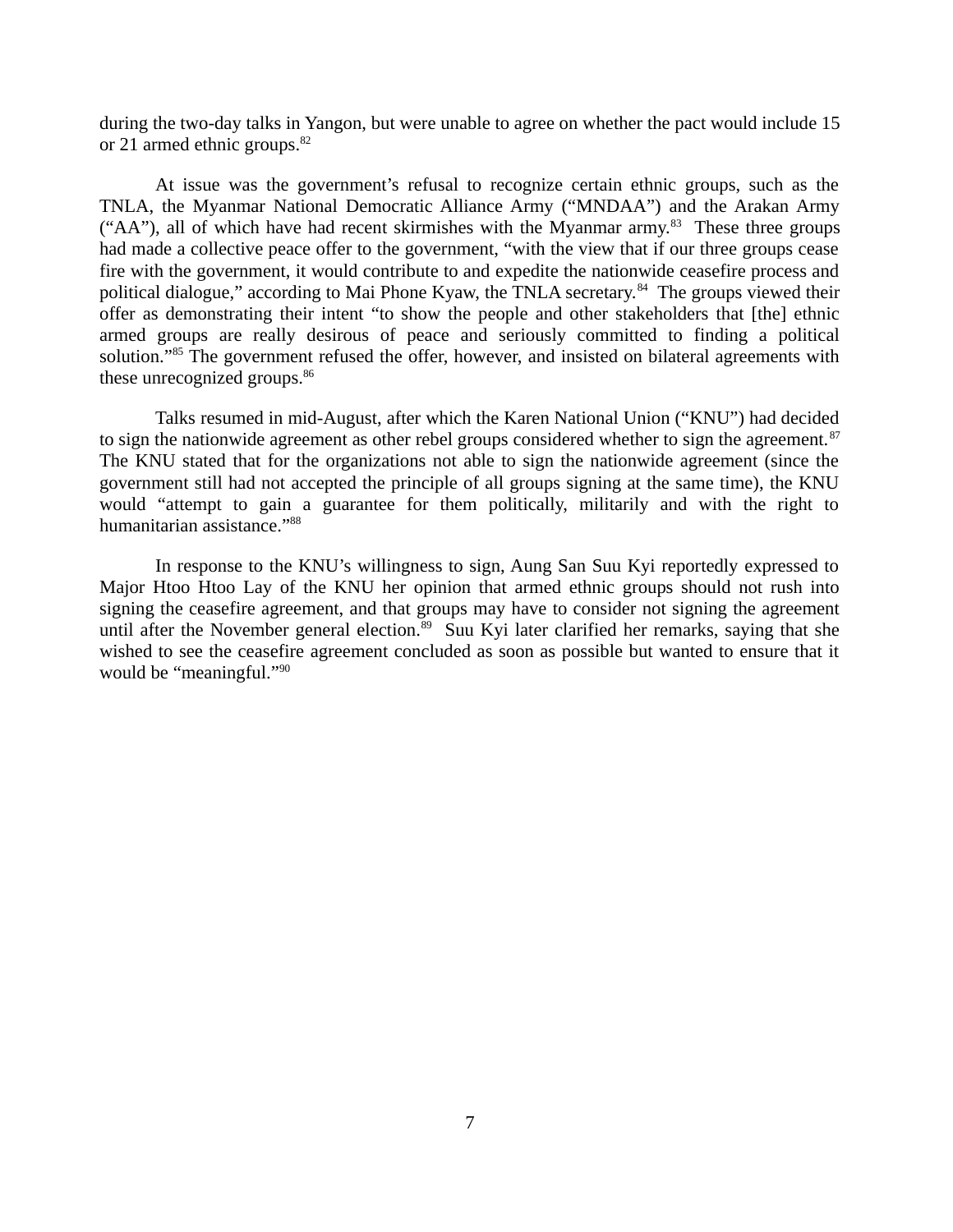during the two-day talks in Yangon, but were unable to agree on whether the pact would include 15 or 21 armed ethnic groups.[82]

At issue was the government's refusal to recognize certain ethnic groups, such as the TNLA, the Myanmar National Democratic Alliance Army ("MNDAA") and the Arakan Army ("AA"), all of which have had recent skirmishes with the Myanmar army.[83] These three groups had made a collective peace offer to the government, "with the view that if our three groups cease fire with the government, it would contribute to and expedite the nationwide ceasefire process and political dialogue," according to Mai Phone Kyaw, the TNLA secretary.[84] The groups viewed their offer as demonstrating their intent "to show the people and other stakeholders that [the] ethnic armed groups are really desirous of peace and seriously committed to finding a political solution."[85] The government refused the offer, however, and insisted on bilateral agreements with these unrecognized groups.[86]

Talks resumed in mid-August, after which the Karen National Union ("KNU") had decided to sign the nationwide agreement as other rebel groups considered whether to sign the agreement.[87] The KNU stated that for the organizations not able to sign the nationwide agreement (since the government still had not accepted the principle of all groups signing at the same time), the KNU would "attempt to gain a guarantee for them politically, militarily and with the right to humanitarian assistance."[88]

In response to the KNU's willingness to sign, Aung San Suu Kyi reportedly expressed to Major Htoo Htoo Lay of the KNU her opinion that armed ethnic groups should not rush into signing the ceasefire agreement, and that groups may have to consider not signing the agreement until after the November general election.[89] Suu Kyi later clarified her remarks, saying that she wished to see the ceasefire agreement concluded as soon as possible but wanted to ensure that it would be "meaningful."[90]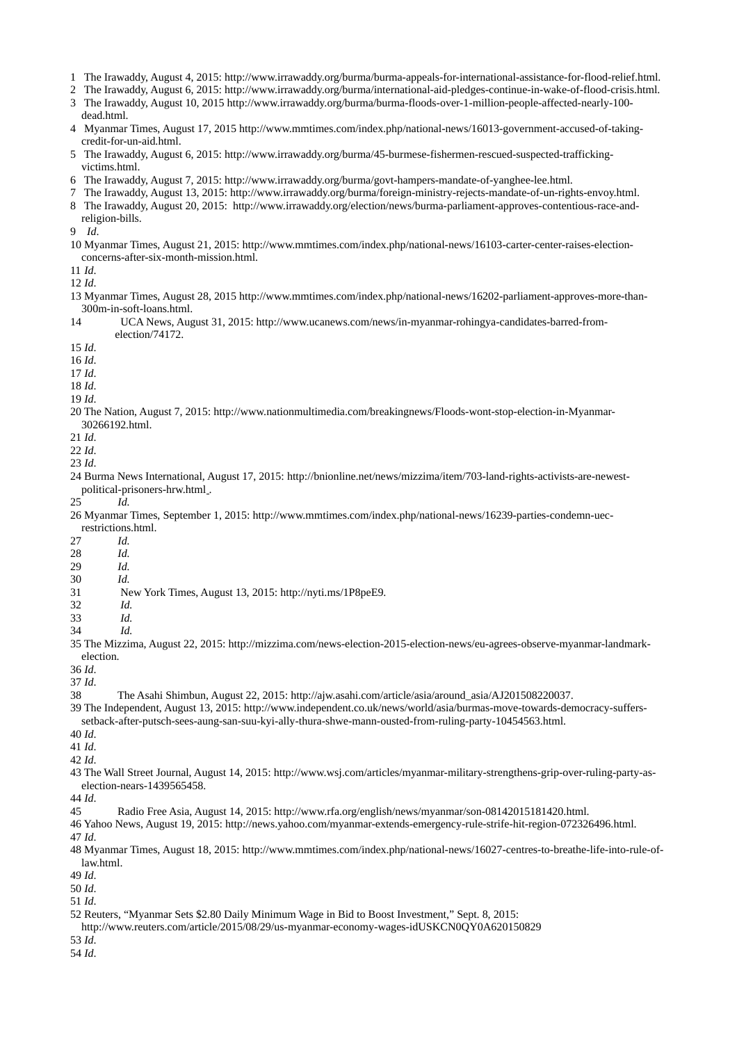1 The Irawaddy, August 4, 2015: http://www.irrawaddy.org/burma/burma-appeals-for-international-assistance-for-flood-relief.html.

2 The Irawaddy, August 6, 2015: http://www.irrawaddy.org/burma/international-aid-pledges-continue-in-wake-of-flood-crisis.html.

3 The Irawaddy, August 10, 2015 http://www.irrawaddy.org/burma/burma-floods-over-1-million-people-affected-nearly-100-dead.html.

4 Myanmar Times, August 17, 2015 http://www.mmtimes.com/index.php/national-news/16013-government-accused-of-taking-credit-for-un-aid.html.

5 The Irawaddy, August 6, 2015: http://www.irrawaddy.org/burma/45-burmese-fishermen-rescued-suspected-trafficking-victims.html.

6 The Irawaddy, August 7, 2015: http://www.irrawaddy.org/burma/govt-hampers-mandate-of-yanghee-lee.html.

7 The Irawaddy, August 13, 2015: http://www.irrawaddy.org/burma/foreign-ministry-rejects-mandate-of-un-rights-envoy.html.

8 The Irawaddy, August 20, 2015: http://www.irrawaddy.org/election/news/burma-parliament-approves-contentious-race-and-religion-bills.

9 *Id*.

10 Myanmar Times, August 21, 2015: http://www.mmtimes.com/index.php/national-news/16103-carter-center-raises-election-concerns-after-six-month-mission.html.

11 *Id*.

12 *Id*.

13 Myanmar Times, August 28, 2015 http://www.mmtimes.com/index.php/national-news/16202-parliament-approves-more-than-300m-in-soft-loans.html.

14 UCA News, August 31, 2015: http://www.ucanews.com/news/in-myanmar-rohingya-candidates-barred-from-election/74172.

15 *Id*.

16 *Id*.

17 *Id*.

18 *Id*.

19 *Id*.

20 The Nation, August 7, 2015: http://www.nationmultimedia.com/breakingnews/Floods-wont-stop-election-in-Myanmar-30266192.html.

21 *Id*.

22 *Id*.

23 *Id*.

24 Burma News International, August 17, 2015: http://bnionline.net/news/mizzima/item/703-land-rights-activists-are-newest-political-prisoners-hrw.html.

25 *Id.*

26 Myanmar Times, September 1, 2015: http://www.mmtimes.com/index.php/national-news/16239-parties-condemn-uec-restrictions.html.

27 *Id.*

28 *Id.*

29 *Id.*

30 *Id.*

31 New York Times, August 13, 2015: http://nyti.ms/1P8peE9.

32 *Id.*

33 *Id.*

34 *Id.*

35 The Mizzima, August 22, 2015: http://mizzima.com/news-election-2015-election-news/eu-agrees-observe-myanmar-landmark-election.

36 *Id*.

37 *Id*.

38 The Asahi Shimbun, August 22, 2015: http://ajw.asahi.com/article/asia/around_asia/AJ201508220037.

39 The Independent, August 13, 2015: http://www.independent.co.uk/news/world/asia/burmas-move-towards-democracy-suffers-setback-after-putsch-sees-aung-san-suu-kyi-ally-thura-shwe-mann-ousted-from-ruling-party-10454563.html.

40 *Id*.

41 *Id*.

42 *Id*.

43 The Wall Street Journal, August 14, 2015: http://www.wsj.com/articles/myanmar-military-strengthens-grip-over-ruling-party-as-election-nears-1439565458.

44 *Id*.

45 Radio Free Asia, August 14, 2015: http://www.rfa.org/english/news/myanmar/son-08142015181420.html.

46 Yahoo News, August 19, 2015: http://news.yahoo.com/myanmar-extends-emergency-rule-strife-hit-region-072326496.html.

47 *Id*.

48 Myanmar Times, August 18, 2015: http://www.mmtimes.com/index.php/national-news/16027-centres-to-breathe-life-into-rule-of-law.html.

49 *Id*.

50 *Id*.

51 *Id*.

52 Reuters, "Myanmar Sets $2.80 Daily Minimum Wage in Bid to Boost Investment," Sept. 8, 2015: http://www.reuters.com/article/2015/08/29/us-myanmar-economy-wages-idUSKCN0QY0A620150829

53 *Id*.

54 *Id*.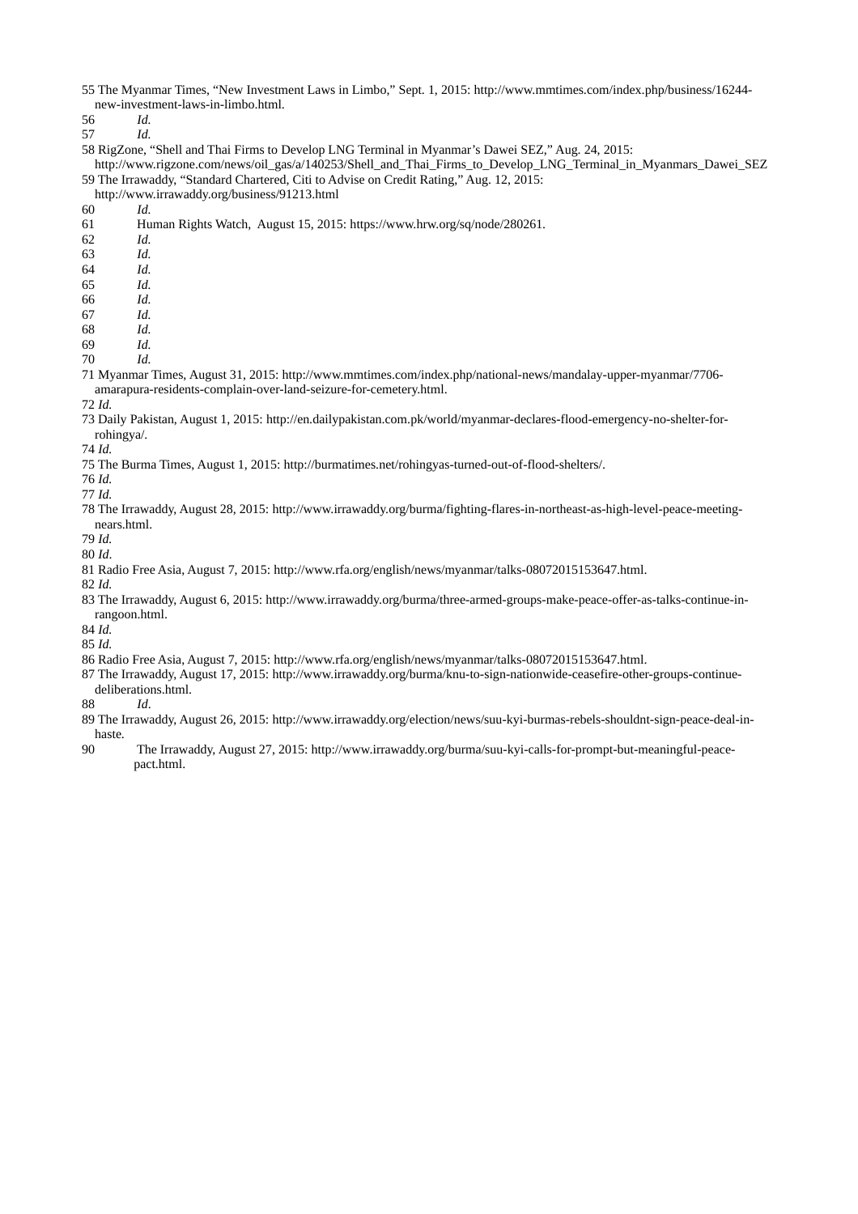55 The Myanmar Times, "New Investment Laws in Limbo," Sept. 1, 2015: http://www.mmtimes.com/index.php/business/16244-new-investment-laws-in-limbo.html.

56 *Id.*

57 *Id.*

58 RigZone, "Shell and Thai Firms to Develop LNG Terminal in Myanmar's Dawei SEZ," Aug. 24, 2015: http://www.rigzone.com/news/oil_gas/a/140253/Shell_and_Thai_Firms_to_Develop_LNG_Terminal_in_Myanmars_Dawei_SEZ

59 The Irrawaddy, "Standard Chartered, Citi to Advise on Credit Rating," Aug. 12, 2015: http://www.irrawaddy.org/business/91213.html

60 *Id.*

61 Human Rights Watch, August 15, 2015: https://www.hrw.org/sq/node/280261.

62 *Id.*

63 *Id.*

64 *Id.*

65 *Id.*

66 *Id.*

67 *Id.*

68 *Id.*

69 *Id.*

70 *Id.*

71 Myanmar Times, August 31, 2015: http://www.mmtimes.com/index.php/national-news/mandalay-upper-myanmar/7706-amarapura-residents-complain-over-land-seizure-for-cemetery.html.

72 *Id.*

73 Daily Pakistan, August 1, 2015: http://en.dailypakistan.com.pk/world/myanmar-declares-flood-emergency-no-shelter-for-rohingya/.

74 *Id.*

75 The Burma Times, August 1, 2015: http://burmatimes.net/rohingyas-turned-out-of-flood-shelters/.

76 *Id.*

77 *Id.*

78 The Irrawaddy, August 28, 2015: http://www.irrawaddy.org/burma/fighting-flares-in-northeast-as-high-level-peace-meeting-nears.html.

79 *Id.*

80 *Id*.

81 Radio Free Asia, August 7, 2015: http://www.rfa.org/english/news/myanmar/talks-08072015153647.html.

82 *Id.*

83 The Irrawaddy, August 6, 2015: http://www.irrawaddy.org/burma/three-armed-groups-make-peace-offer-as-talks-continue-in-rangoon.html.

84 *Id.*

85 *Id.*

86 Radio Free Asia, August 7, 2015: http://www.rfa.org/english/news/myanmar/talks-08072015153647.html.

87 The Irrawaddy, August 17, 2015: http://www.irrawaddy.org/burma/knu-to-sign-nationwide-ceasefire-other-groups-continue-deliberations.html.

88 *Id*.

89 The Irrawaddy, August 26, 2015: http://www.irrawaddy.org/election/news/suu-kyi-burmas-rebels-shouldnt-sign-peace-deal-in-haste.

90 The Irrawaddy, August 27, 2015: http://www.irrawaddy.org/burma/suu-kyi-calls-for-prompt-but-meaningful-peace-pact.html.